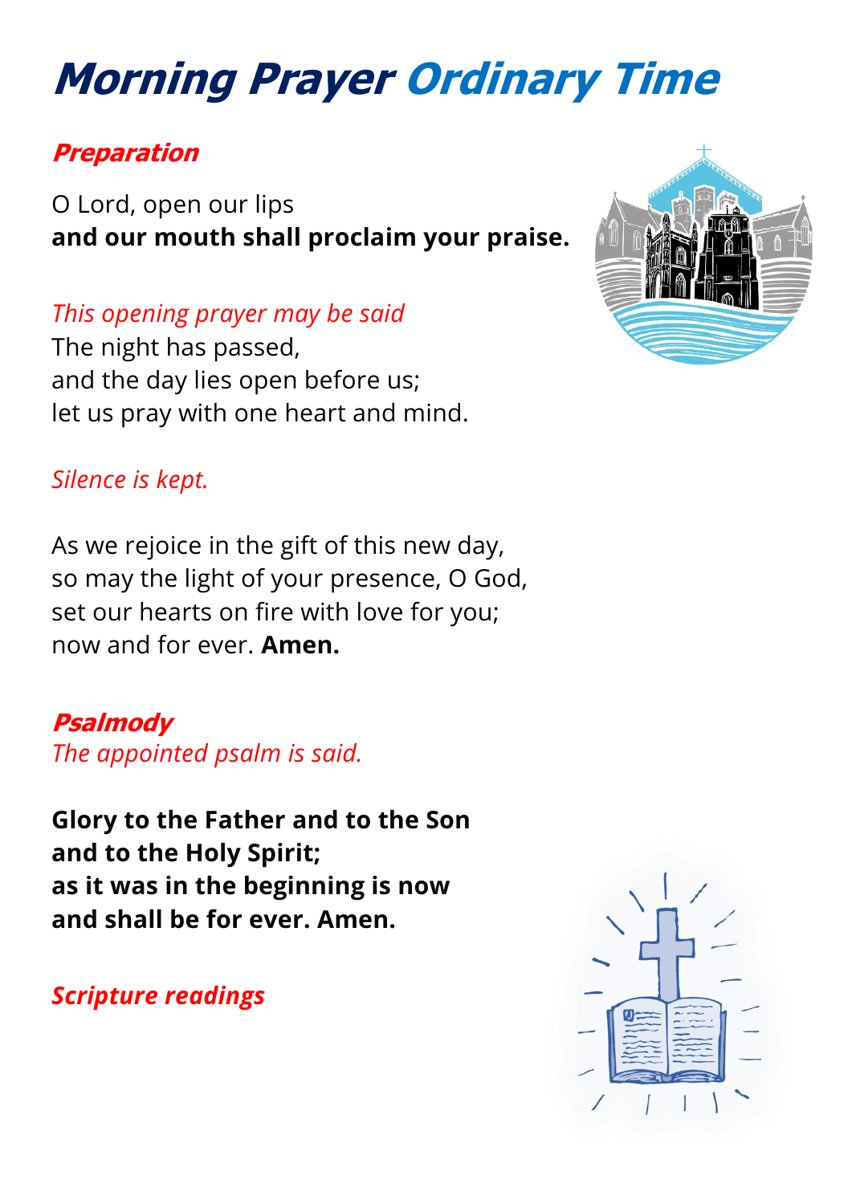# Morning Prayer Ordinary Time

## *Preparation*

O Lord, open our lips
**and our mouth shall proclaim your praise.**

*This opening prayer may be said*
The night has passed,
and the day lies open before us;
let us pray with one heart and mind.

*Silence is kept.*

As we rejoice in the gift of this new day,
so may the light of your presence, O God,
set our hearts on fire with love for you;
now and for ever. **Amen.**

## *Psalmody*

*The appointed psalm is said.*

**Glory to the Father and to the Son**
**and to the Holy Spirit;**
**as it was in the beginning is now**
**and shall be for ever. Amen.**

## *Scripture readings*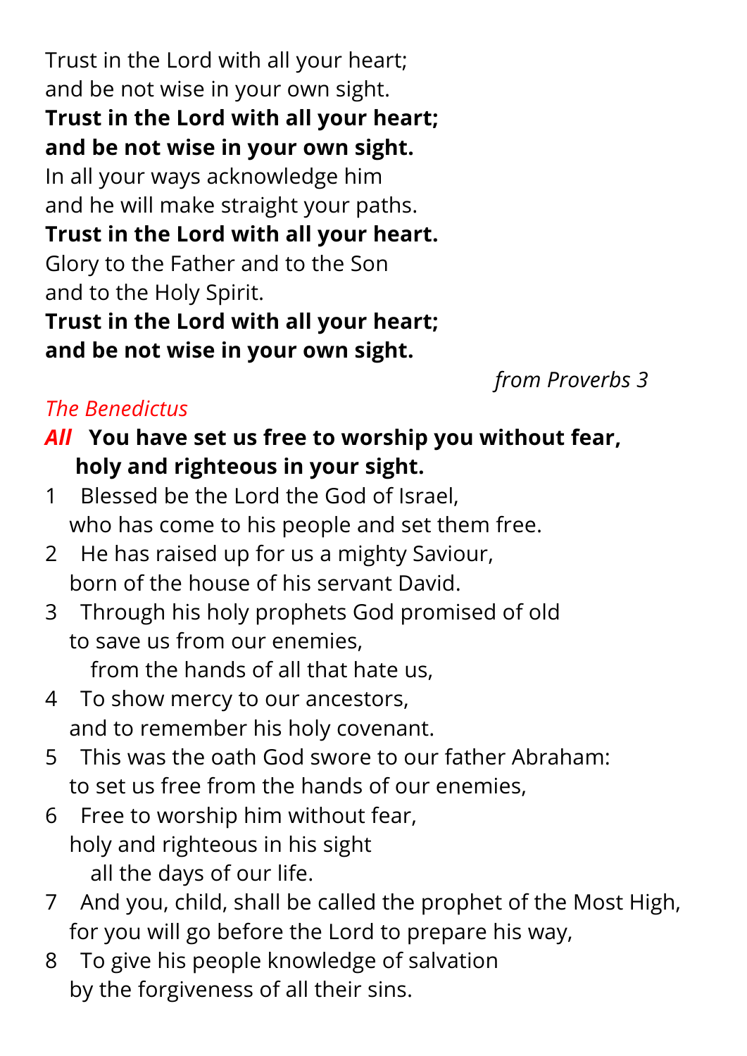Trust in the Lord with all your heart;
and be not wise in your own sight.
**Trust in the Lord with all your heart;**
**and be not wise in your own sight.**
In all your ways acknowledge him
and he will make straight your paths.
**Trust in the Lord with all your heart.**
Glory to the Father and to the Son
and to the Holy Spirit.
**Trust in the Lord with all your heart;**
**and be not wise in your own sight.**

*from Proverbs 3*

*The Benedictus*

***All*** **You have set us free to worship you without fear,**
**holy and righteous in your sight.**

1 Blessed be the Lord the God of Israel,
who has come to his people and set them free.

2 He has raised up for us a mighty Saviour,
born of the house of his servant David.

3 Through his holy prophets God promised of old
to save us from our enemies,
from the hands of all that hate us,

4 To show mercy to our ancestors,
and to remember his holy covenant.

5 This was the oath God swore to our father Abraham:
to set us free from the hands of our enemies,

6 Free to worship him without fear,
holy and righteous in his sight
all the days of our life.

7 And you, child, shall be called the prophet of the Most High,
for you will go before the Lord to prepare his way,

8 To give his people knowledge of salvation
by the forgiveness of all their sins.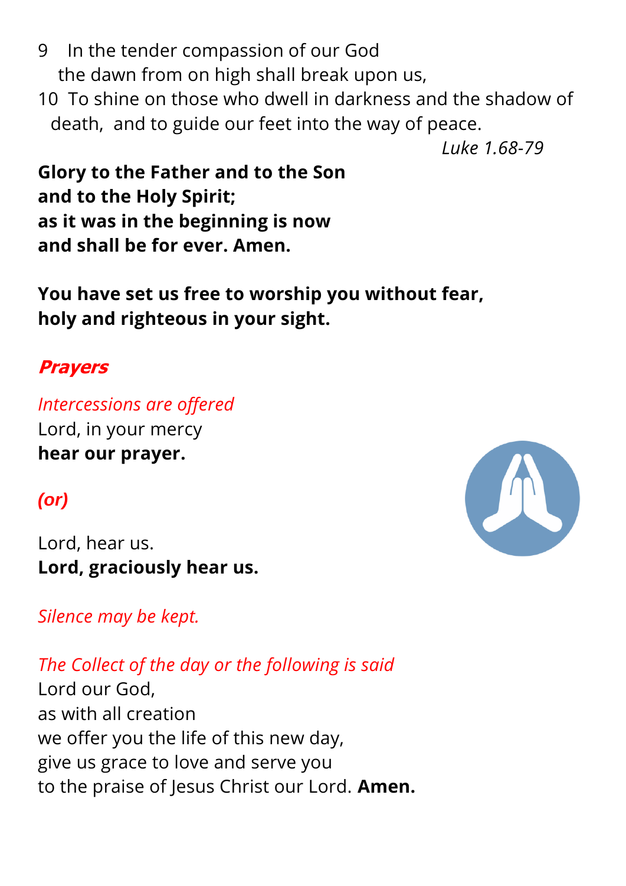9 In the tender compassion of our God
the dawn from on high shall break upon us,

10 To shine on those who dwell in darkness and the shadow of death, and to guide our feet into the way of peace.

*Luke 1.68-79*

**Glory to the Father and to the Son**
**and to the Holy Spirit;**
**as it was in the beginning is now**
**and shall be for ever. Amen.**

**You have set us free to worship you without fear,**
**holy and righteous in your sight.**

## ***Prayers***

*Intercessions are offered*

Lord, in your mercy
**hear our prayer.**

***(or)***

Lord, hear us.
**Lord, graciously hear us.**

*Silence may be kept.*

*The Collect of the day or the following is said*

Lord our God,
as with all creation
we offer you the life of this new day,
give us grace to love and serve you
to the praise of Jesus Christ our Lord. **Amen.**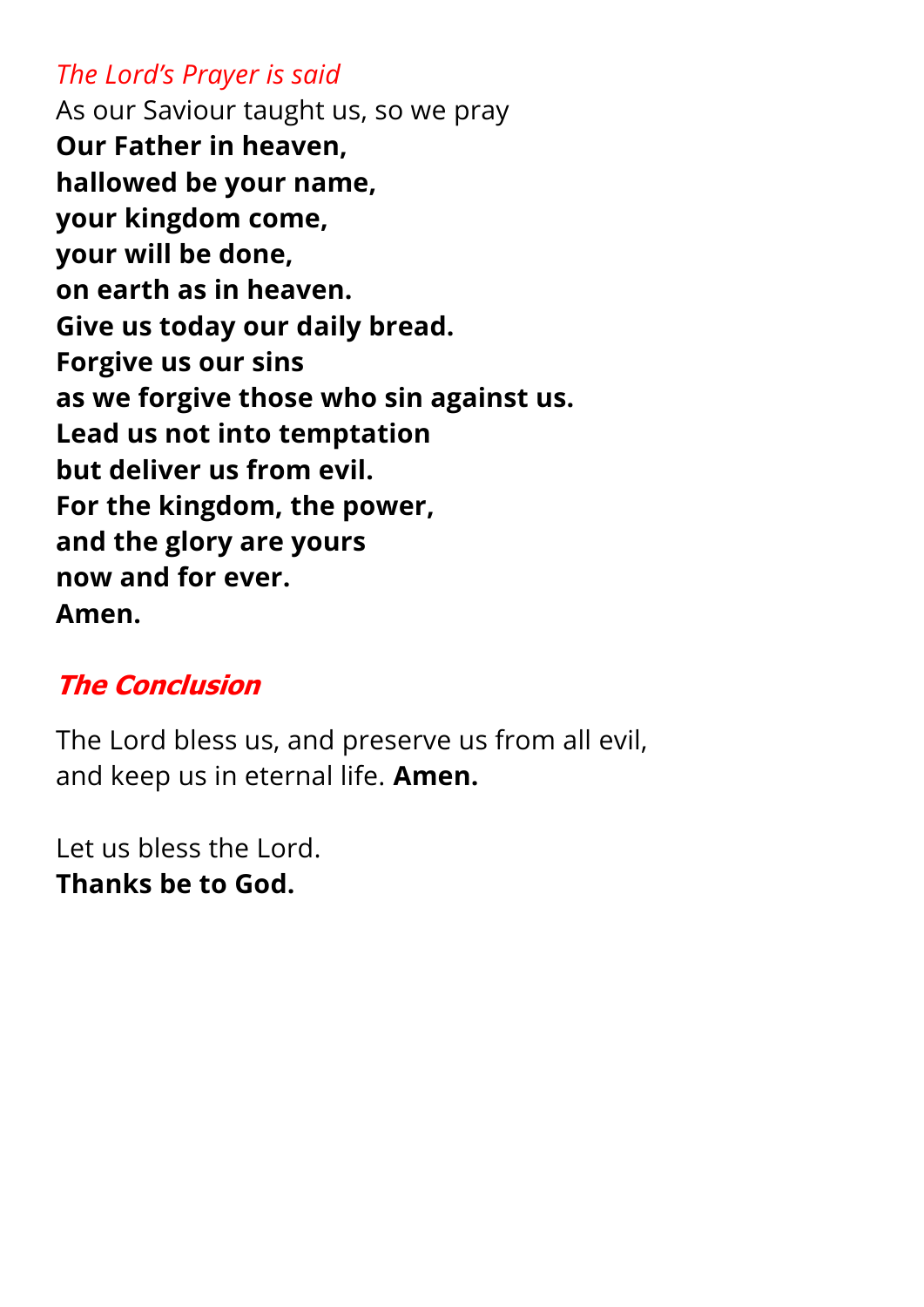*The Lord's Prayer is said*

As our Saviour taught us, so we pray

**Our Father in heaven,**
**hallowed be your name,**
**your kingdom come,**
**your will be done,**
**on earth as in heaven.**
**Give us today our daily bread.**
**Forgive us our sins**
**as we forgive those who sin against us.**
**Lead us not into temptation**
**but deliver us from evil.**
**For the kingdom, the power,**
**and the glory are yours**
**now and for ever.**
**Amen.**

## *The Conclusion*

The Lord bless us, and preserve us from all evil,
and keep us in eternal life. **Amen.**

Let us bless the Lord.
**Thanks be to God.**